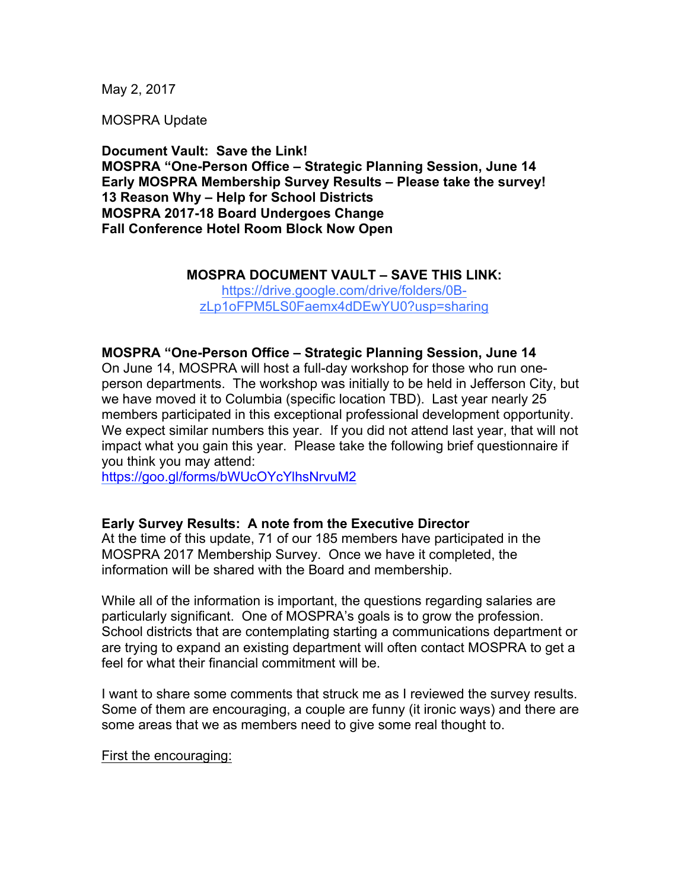May 2, 2017

MOSPRA Update

**Document Vault: Save the Link!**
**MOSPRA "One-Person Office – Strategic Planning Session, June 14**
**Early MOSPRA Membership Survey Results – Please take the survey!**
**13 Reason Why – Help for School Districts**
**MOSPRA 2017-18 Board Undergoes Change**
**Fall Conference Hotel Room Block Now Open**

## MOSPRA DOCUMENT VAULT – SAVE THIS LINK:

https://drive.google.com/drive/folders/0B-zLp1oFPM5LS0Faemx4dDEwYU0?usp=sharing

## MOSPRA "One-Person Office – Strategic Planning Session, June 14

On June 14, MOSPRA will host a full-day workshop for those who run one-person departments. The workshop was initially to be held in Jefferson City, but we have moved it to Columbia (specific location TBD). Last year nearly 25 members participated in this exceptional professional development opportunity. We expect similar numbers this year. If you did not attend last year, that will not impact what you gain this year. Please take the following brief questionnaire if you think you may attend:
https://goo.gl/forms/bWUcOYcYlhsNrvuM2

## Early Survey Results: A note from the Executive Director

At the time of this update, 71 of our 185 members have participated in the MOSPRA 2017 Membership Survey. Once we have it completed, the information will be shared with the Board and membership.

While all of the information is important, the questions regarding salaries are particularly significant. One of MOSPRA's goals is to grow the profession. School districts that are contemplating starting a communications department or are trying to expand an existing department will often contact MOSPRA to get a feel for what their financial commitment will be.

I want to share some comments that struck me as I reviewed the survey results. Some of them are encouraging, a couple are funny (it ironic ways) and there are some areas that we as members need to give some real thought to.

First the encouraging: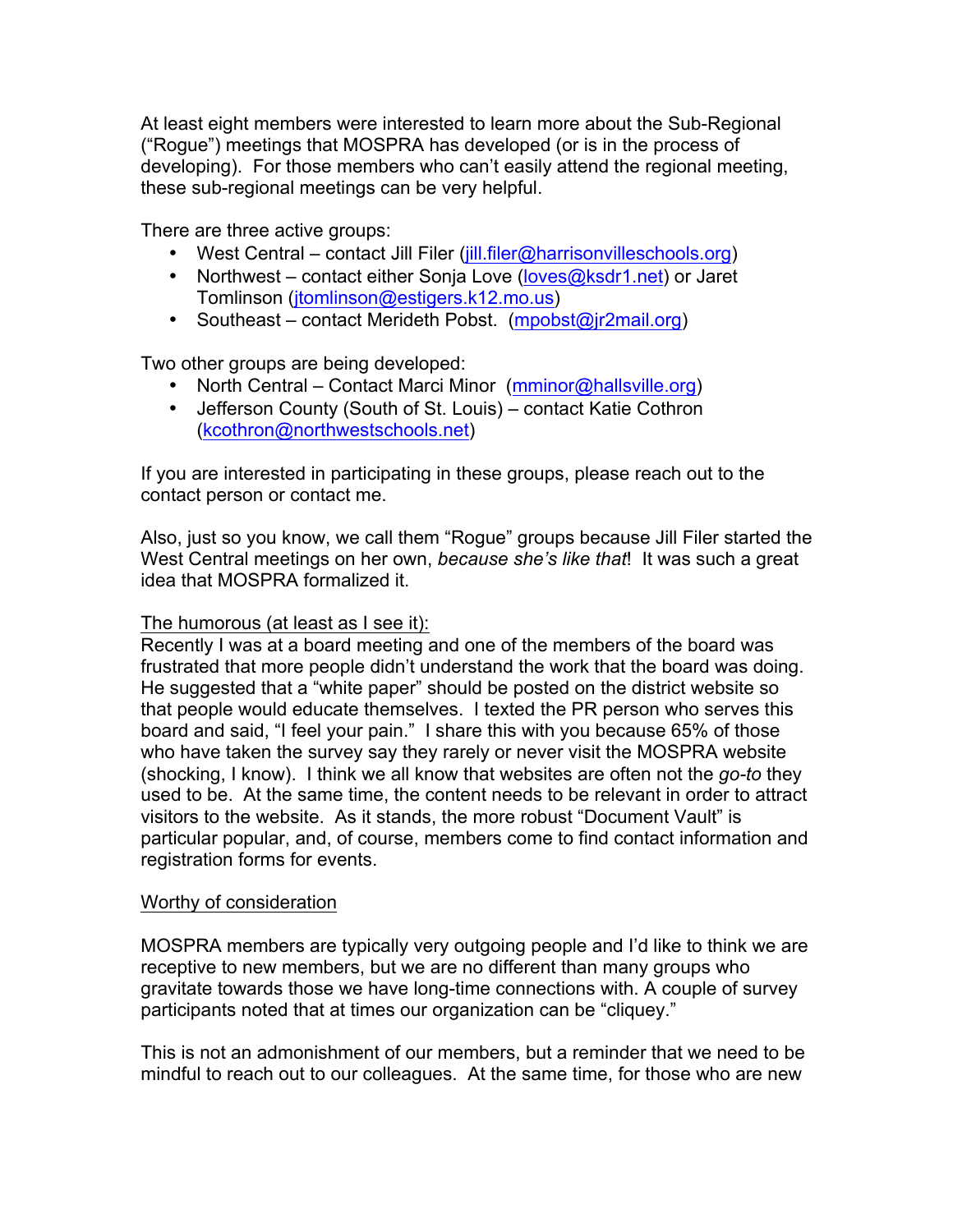At least eight members were interested to learn more about the Sub-Regional ("Rogue") meetings that MOSPRA has developed (or is in the process of developing). For those members who can't easily attend the regional meeting, these sub-regional meetings can be very helpful.

There are three active groups:

- West Central – contact Jill Filer (jill.filer@harrisonvilleschools.org)
- Northwest – contact either Sonja Love (loves@ksdr1.net) or Jaret Tomlinson (jtomlinson@estigers.k12.mo.us)
- Southeast – contact Merideth Pobst. (mpobst@jr2mail.org)

Two other groups are being developed:

- North Central – Contact Marci Minor (mminor@hallsville.org)
- Jefferson County (South of St. Louis) – contact Katie Cothron (kcothron@northwestschools.net)

If you are interested in participating in these groups, please reach out to the contact person or contact me.

Also, just so you know, we call them "Rogue" groups because Jill Filer started the West Central meetings on her own, *because she's like that*! It was such a great idea that MOSPRA formalized it.

<u>The humorous (at least as I see it):</u>
Recently I was at a board meeting and one of the members of the board was frustrated that more people didn't understand the work that the board was doing. He suggested that a "white paper" should be posted on the district website so that people would educate themselves. I texted the PR person who serves this board and said, "I feel your pain." I share this with you because 65% of those who have taken the survey say they rarely or never visit the MOSPRA website (shocking, I know). I think we all know that websites are often not the *go-to* they used to be. At the same time, the content needs to be relevant in order to attract visitors to the website. As it stands, the more robust "Document Vault" is particular popular, and, of course, members come to find contact information and registration forms for events.

<u>Worthy of consideration</u>

MOSPRA members are typically very outgoing people and I'd like to think we are receptive to new members, but we are no different than many groups who gravitate towards those we have long-time connections with. A couple of survey participants noted that at times our organization can be "cliquey."

This is not an admonishment of our members, but a reminder that we need to be mindful to reach out to our colleagues. At the same time, for those who are new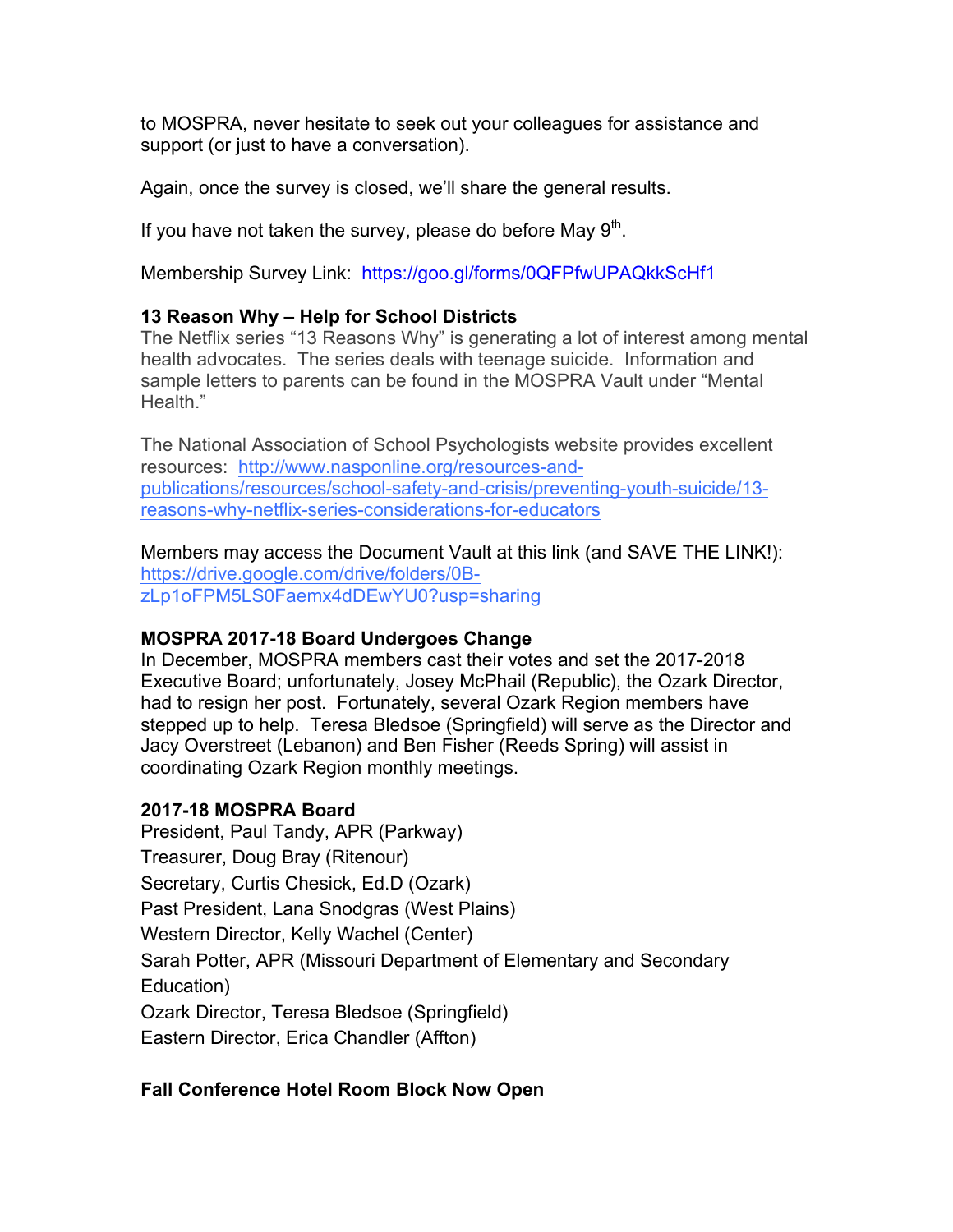to MOSPRA, never hesitate to seek out your colleagues for assistance and support (or just to have a conversation).

Again, once the survey is closed, we'll share the general results.

If you have not taken the survey, please do before May 9th.

Membership Survey Link: https://goo.gl/forms/0QFPfwUPAQkkScHf1

**13 Reason Why – Help for School Districts**

The Netflix series "13 Reasons Why" is generating a lot of interest among mental health advocates. The series deals with teenage suicide. Information and sample letters to parents can be found in the MOSPRA Vault under "Mental Health."

The National Association of School Psychologists website provides excellent resources: http://www.nasponline.org/resources-and-publications/resources/school-safety-and-crisis/preventing-youth-suicide/13-reasons-why-netflix-series-considerations-for-educators

Members may access the Document Vault at this link (and SAVE THE LINK!): https://drive.google.com/drive/folders/0B-zLp1oFPM5LS0Faemx4dDEwYU0?usp=sharing

**MOSPRA 2017-18 Board Undergoes Change**

In December, MOSPRA members cast their votes and set the 2017-2018 Executive Board; unfortunately, Josey McPhail (Republic), the Ozark Director, had to resign her post. Fortunately, several Ozark Region members have stepped up to help. Teresa Bledsoe (Springfield) will serve as the Director and Jacy Overstreet (Lebanon) and Ben Fisher (Reeds Spring) will assist in coordinating Ozark Region monthly meetings.

**2017-18 MOSPRA Board**

President, Paul Tandy, APR (Parkway)
Treasurer, Doug Bray (Ritenour)
Secretary, Curtis Chesick, Ed.D (Ozark)
Past President, Lana Snodgras (West Plains)
Western Director, Kelly Wachel (Center)
Sarah Potter, APR (Missouri Department of Elementary and Secondary Education)
Ozark Director, Teresa Bledsoe (Springfield)
Eastern Director, Erica Chandler (Affton)

**Fall Conference Hotel Room Block Now Open**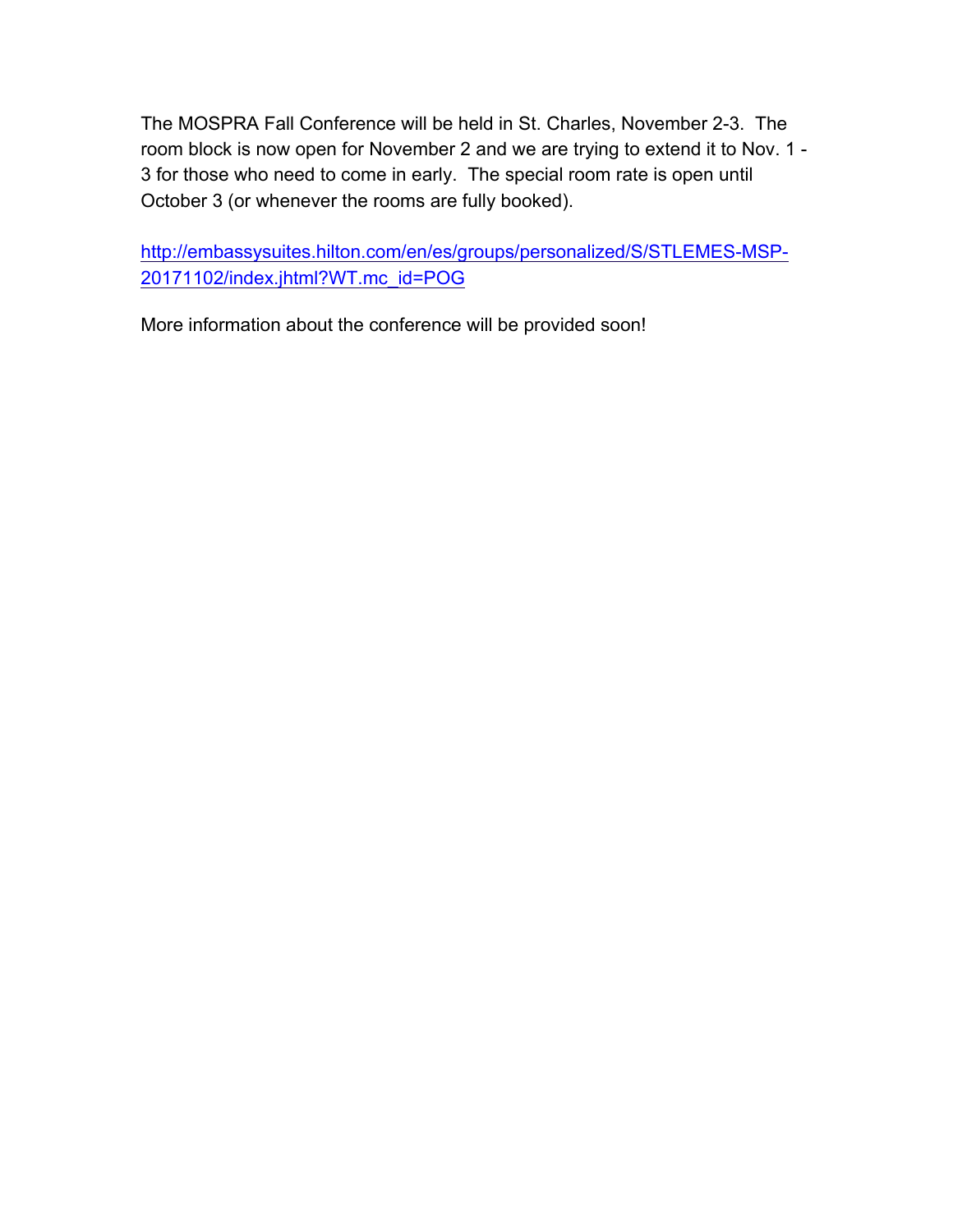The MOSPRA Fall Conference will be held in St. Charles, November 2-3. The room block is now open for November 2 and we are trying to extend it to Nov. 1 - 3 for those who need to come in early. The special room rate is open until October 3 (or whenever the rooms are fully booked).

[http://embassysuites.hilton.com/en/es/groups/personalized/S/STLEMES-MSP-20171102/index.jhtml?WT.mc_id=POG](http://embassysuites.hilton.com/en/es/groups/personalized/S/STLEMES-MSP-20171102/index.jhtml?WT.mc_id=POG)

More information about the conference will be provided soon!